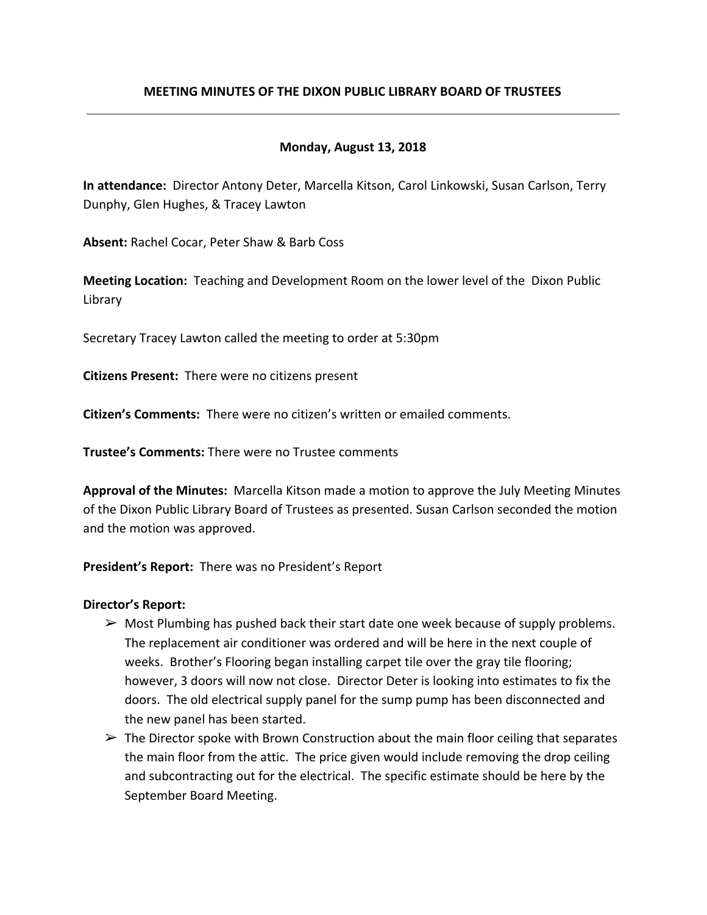**MEETING MINUTES OF THE DIXON PUBLIC LIBRARY BOARD OF TRUSTEES**

---

**Monday, August 13, 2018**

**In attendance:** Director Antony Deter, Marcella Kitson, Carol Linkowski, Susan Carlson, Terry Dunphy, Glen Hughes, & Tracey Lawton

**Absent:** Rachel Cocar, Peter Shaw & Barb Coss

**Meeting Location:** Teaching and Development Room on the lower level of the Dixon Public Library

Secretary Tracey Lawton called the meeting to order at 5:30pm

**Citizens Present:** There were no citizens present

**Citizen's Comments:** There were no citizen's written or emailed comments.

**Trustee's Comments:** There were no Trustee comments

**Approval of the Minutes:** Marcella Kitson made a motion to approve the July Meeting Minutes of the Dixon Public Library Board of Trustees as presented. Susan Carlson seconded the motion and the motion was approved.

**President's Report:** There was no President's Report

**Director's Report:**

- ➢ Most Plumbing has pushed back their start date one week because of supply problems. The replacement air conditioner was ordered and will be here in the next couple of weeks. Brother's Flooring began installing carpet tile over the gray tile flooring; however, 3 doors will now not close. Director Deter is looking into estimates to fix the doors. The old electrical supply panel for the sump pump has been disconnected and the new panel has been started.
- ➢ The Director spoke with Brown Construction about the main floor ceiling that separates the main floor from the attic. The price given would include removing the drop ceiling and subcontracting out for the electrical. The specific estimate should be here by the September Board Meeting.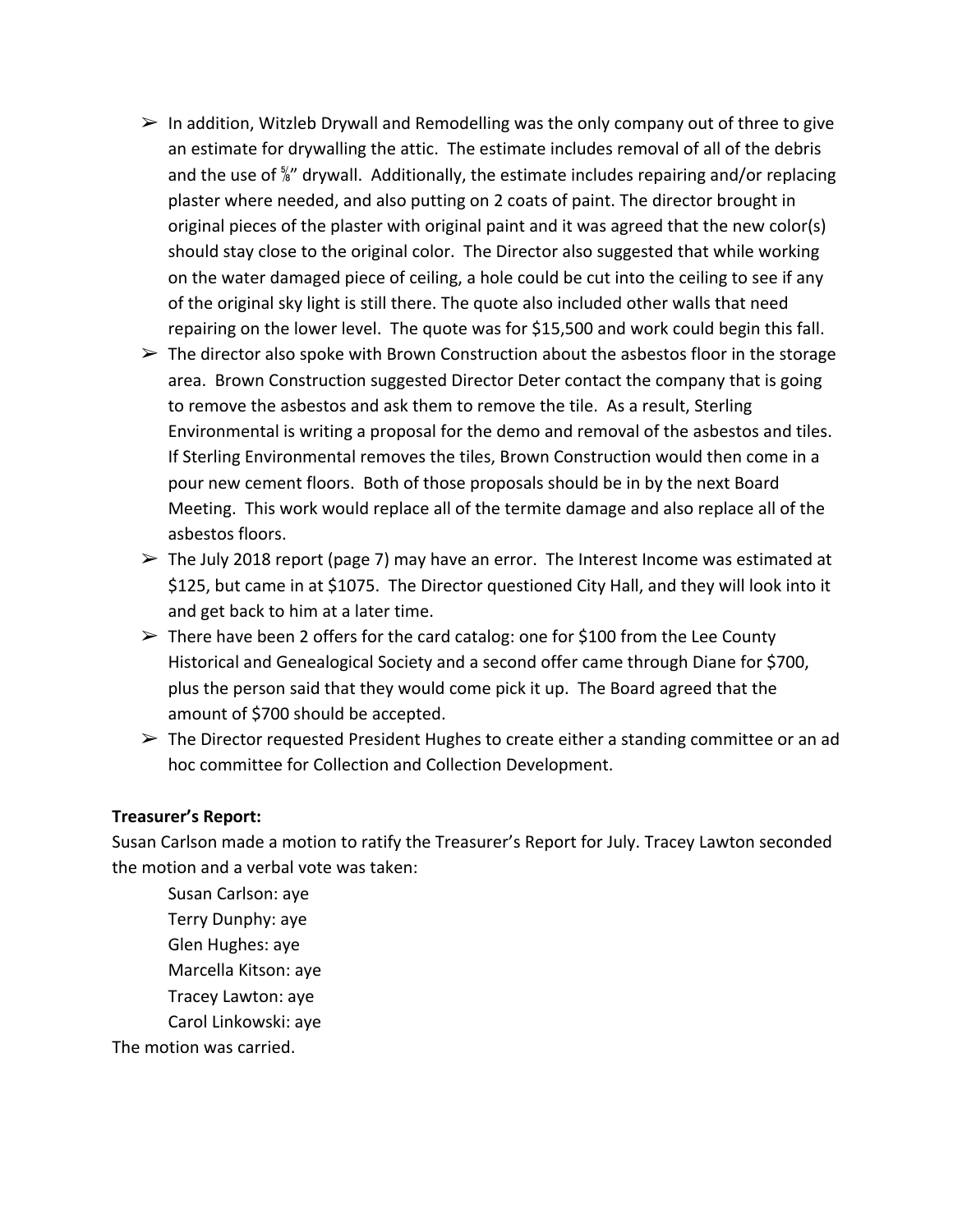- ➢ In addition, Witzleb Drywall and Remodelling was the only company out of three to give an estimate for drywalling the attic. The estimate includes removal of all of the debris and the use of ⅝" drywall. Additionally, the estimate includes repairing and/or replacing plaster where needed, and also putting on 2 coats of paint. The director brought in original pieces of the plaster with original paint and it was agreed that the new color(s) should stay close to the original color. The Director also suggested that while working on the water damaged piece of ceiling, a hole could be cut into the ceiling to see if any of the original sky light is still there. The quote also included other walls that need repairing on the lower level. The quote was for $15,500 and work could begin this fall.
- ➢ The director also spoke with Brown Construction about the asbestos floor in the storage area. Brown Construction suggested Director Deter contact the company that is going to remove the asbestos and ask them to remove the tile. As a result, Sterling Environmental is writing a proposal for the demo and removal of the asbestos and tiles. If Sterling Environmental removes the tiles, Brown Construction would then come in a pour new cement floors. Both of those proposals should be in by the next Board Meeting. This work would replace all of the termite damage and also replace all of the asbestos floors.
- ➢ The July 2018 report (page 7) may have an error. The Interest Income was estimated at $125, but came in at $1075. The Director questioned City Hall, and they will look into it and get back to him at a later time.
- ➢ There have been 2 offers for the card catalog: one for $100 from the Lee County Historical and Genealogical Society and a second offer came through Diane for $700, plus the person said that they would come pick it up. The Board agreed that the amount of $700 should be accepted.
- ➢ The Director requested President Hughes to create either a standing committee or an ad hoc committee for Collection and Collection Development.

**Treasurer's Report:**

Susan Carlson made a motion to ratify the Treasurer's Report for July. Tracey Lawton seconded the motion and a verbal vote was taken:

Susan Carlson: aye
Terry Dunphy: aye
Glen Hughes: aye
Marcella Kitson: aye
Tracey Lawton: aye
Carol Linkowski: aye

The motion was carried.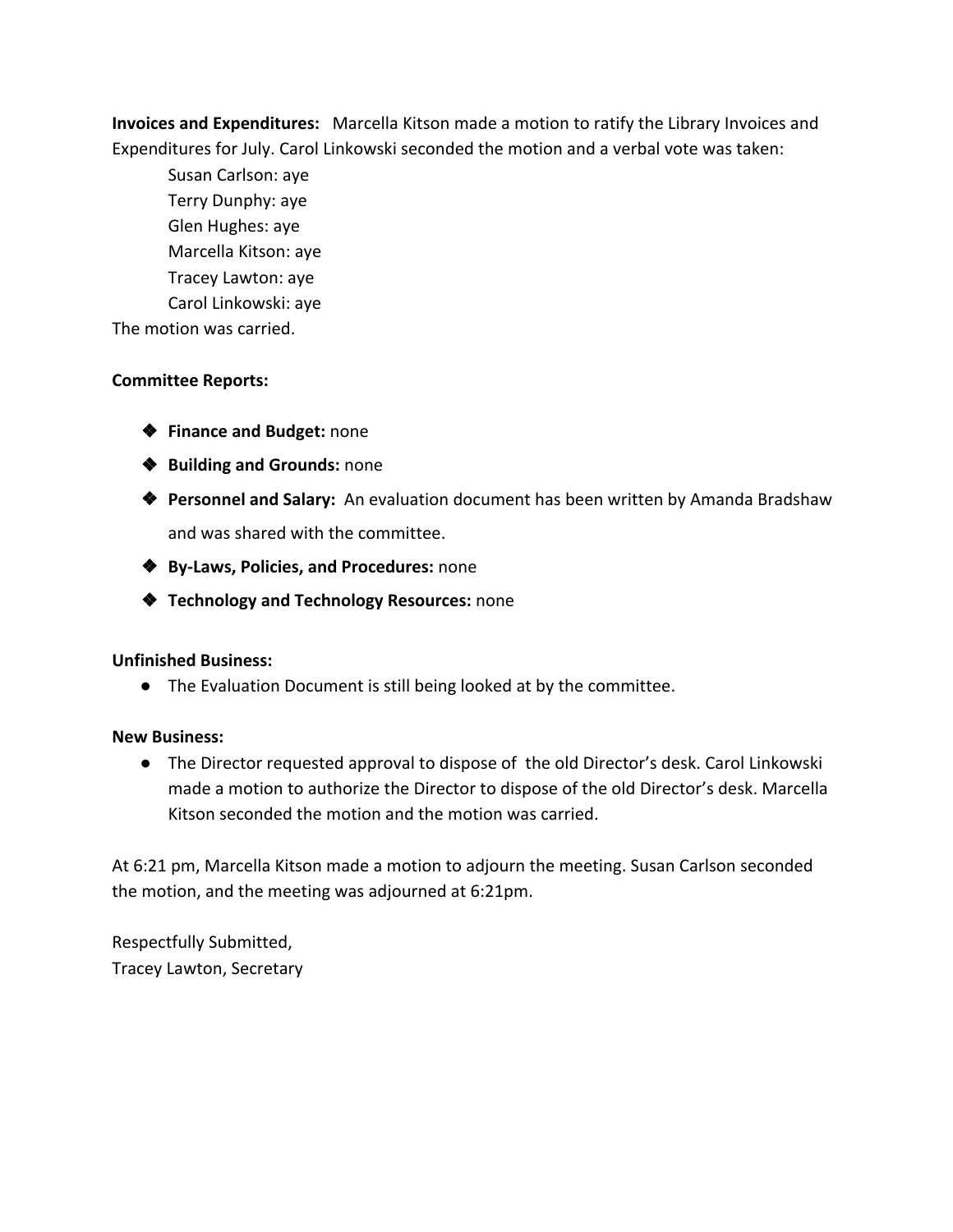**Invoices and Expenditures:** Marcella Kitson made a motion to ratify the Library Invoices and Expenditures for July. Carol Linkowski seconded the motion and a verbal vote was taken:

Susan Carlson: aye
Terry Dunphy: aye
Glen Hughes: aye
Marcella Kitson: aye
Tracey Lawton: aye
Carol Linkowski: aye

The motion was carried.

**Committee Reports:**

- **Finance and Budget:** none
- **Building and Grounds:** none
- **Personnel and Salary:** An evaluation document has been written by Amanda Bradshaw and was shared with the committee.
- **By-Laws, Policies, and Procedures:** none
- **Technology and Technology Resources:** none

**Unfinished Business:**

- The Evaluation Document is still being looked at by the committee.

**New Business:**

- The Director requested approval to dispose of the old Director's desk. Carol Linkowski made a motion to authorize the Director to dispose of the old Director's desk. Marcella Kitson seconded the motion and the motion was carried.

At 6:21 pm, Marcella Kitson made a motion to adjourn the meeting. Susan Carlson seconded the motion, and the meeting was adjourned at 6:21pm.

Respectfully Submitted,
Tracey Lawton, Secretary